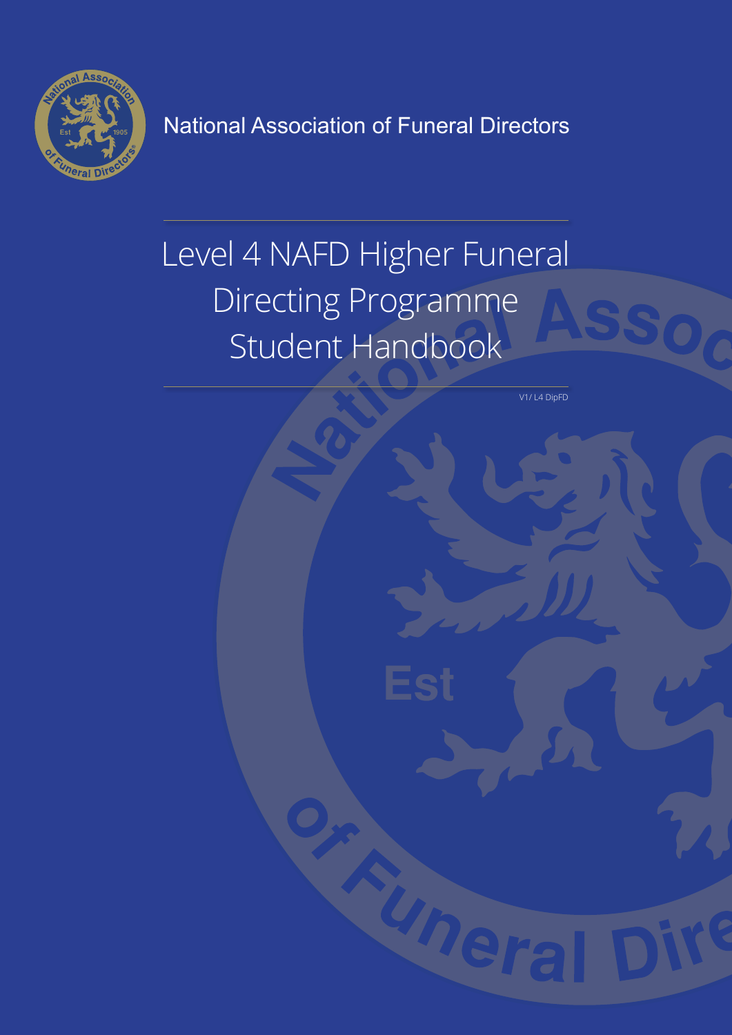National Association of Funeral Directors

# Level 4 NAFD Higher Funeral Directing Programme Student Handbook

V1/ L4 DipFD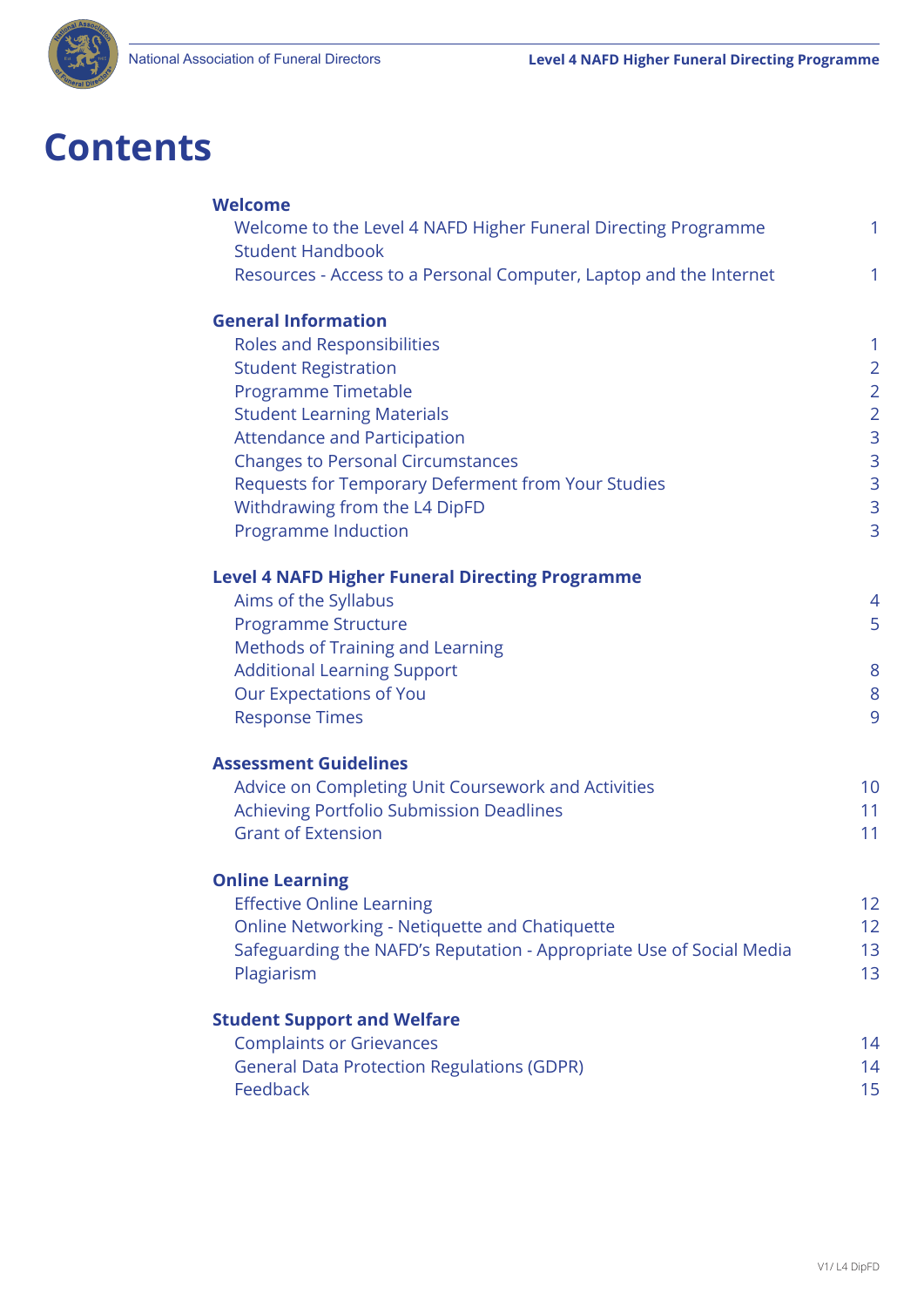# Contents

| | |
|---|---|
| **Welcome** | |
| Welcome to the Level 4 NAFD Higher Funeral Directing Programme Student Handbook | 1 |
| Resources - Access to a Personal Computer, Laptop and the Internet | 1 |
| **General Information** | |
| Roles and Responsibilities | 1 |
| Student Registration | 2 |
| Programme Timetable | 2 |
| Student Learning Materials | 2 |
| Attendance and Participation | 3 |
| Changes to Personal Circumstances | 3 |
| Requests for Temporary Deferment from Your Studies | 3 |
| Withdrawing from the L4 DipFD | 3 |
| Programme Induction | 3 |
| **Level 4 NAFD Higher Funeral Directing Programme** | |
| Aims of the Syllabus | 4 |
| Programme Structure | 5 |
| Methods of Training and Learning | |
| Additional Learning Support | 8 |
| Our Expectations of You | 8 |
| Response Times | 9 |
| **Assessment Guidelines** | |
| Advice on Completing Unit Coursework and Activities | 10 |
| Achieving Portfolio Submission Deadlines | 11 |
| Grant of Extension | 11 |
| **Online Learning** | |
| Effective Online Learning | 12 |
| Online Networking - Netiquette and Chatiquette | 12 |
| Safeguarding the NAFD's Reputation - Appropriate Use of Social Media | 13 |
| Plagiarism | 13 |
| **Student Support and Welfare** | |
| Complaints or Grievances | 14 |
| General Data Protection Regulations (GDPR) | 14 |
| Feedback | 15 |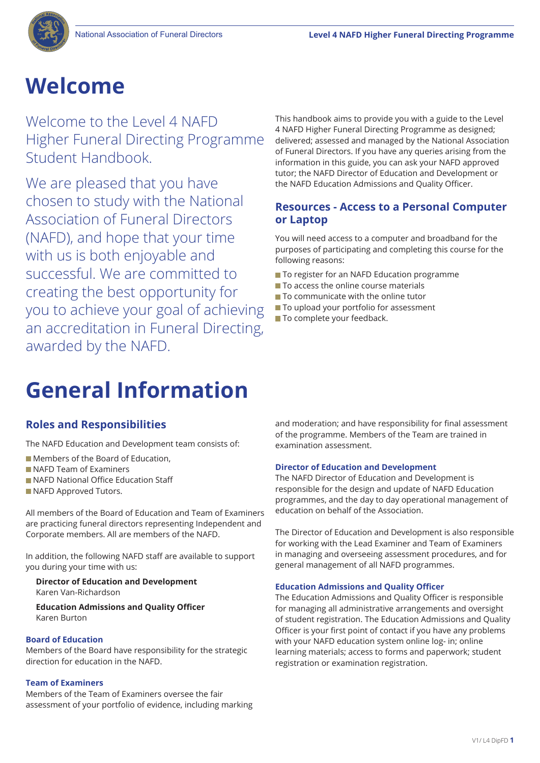# Welcome

Welcome to the Level 4 NAFD Higher Funeral Directing Programme Student Handbook.

We are pleased that you have chosen to study with the National Association of Funeral Directors (NAFD), and hope that your time with us is both enjoyable and successful. We are committed to creating the best opportunity for you to achieve your goal of achieving an accreditation in Funeral Directing, awarded by the NAFD.

This handbook aims to provide you with a guide to the Level 4 NAFD Higher Funeral Directing Programme as designed; delivered; assessed and managed by the National Association of Funeral Directors. If you have any queries arising from the information in this guide, you can ask your NAFD approved tutor; the NAFD Director of Education and Development or the NAFD Education Admissions and Quality Officer.

## Resources - Access to a Personal Computer or Laptop

You will need access to a computer and broadband for the purposes of participating and completing this course for the following reasons:

- To register for an NAFD Education programme
- To access the online course materials
- To communicate with the online tutor
- To upload your portfolio for assessment
- To complete your feedback.

# General Information

## Roles and Responsibilities

The NAFD Education and Development team consists of:

- Members of the Board of Education,
- NAFD Team of Examiners
- NAFD National Office Education Staff
- NAFD Approved Tutors.

All members of the Board of Education and Team of Examiners are practicing funeral directors representing Independent and Corporate members. All are members of the NAFD.

In addition, the following NAFD staff are available to support you during your time with us:

**Director of Education and Development**
Karen Van-Richardson

**Education Admissions and Quality Officer**
Karen Burton

### Board of Education

Members of the Board have responsibility for the strategic direction for education in the NAFD.

### Team of Examiners

Members of the Team of Examiners oversee the fair assessment of your portfolio of evidence, including marking and moderation; and have responsibility for final assessment of the programme. Members of the Team are trained in examination assessment.

### Director of Education and Development

The NAFD Director of Education and Development is responsible for the design and update of NAFD Education programmes, and the day to day operational management of education on behalf of the Association.

The Director of Education and Development is also responsible for working with the Lead Examiner and Team of Examiners in managing and overseeing assessment procedures, and for general management of all NAFD programmes.

### Education Admissions and Quality Officer

The Education Admissions and Quality Officer is responsible for managing all administrative arrangements and oversight of student registration. The Education Admissions and Quality Officer is your first point of contact if you have any problems with your NAFD education system online log- in; online learning materials; access to forms and paperwork; student registration or examination registration.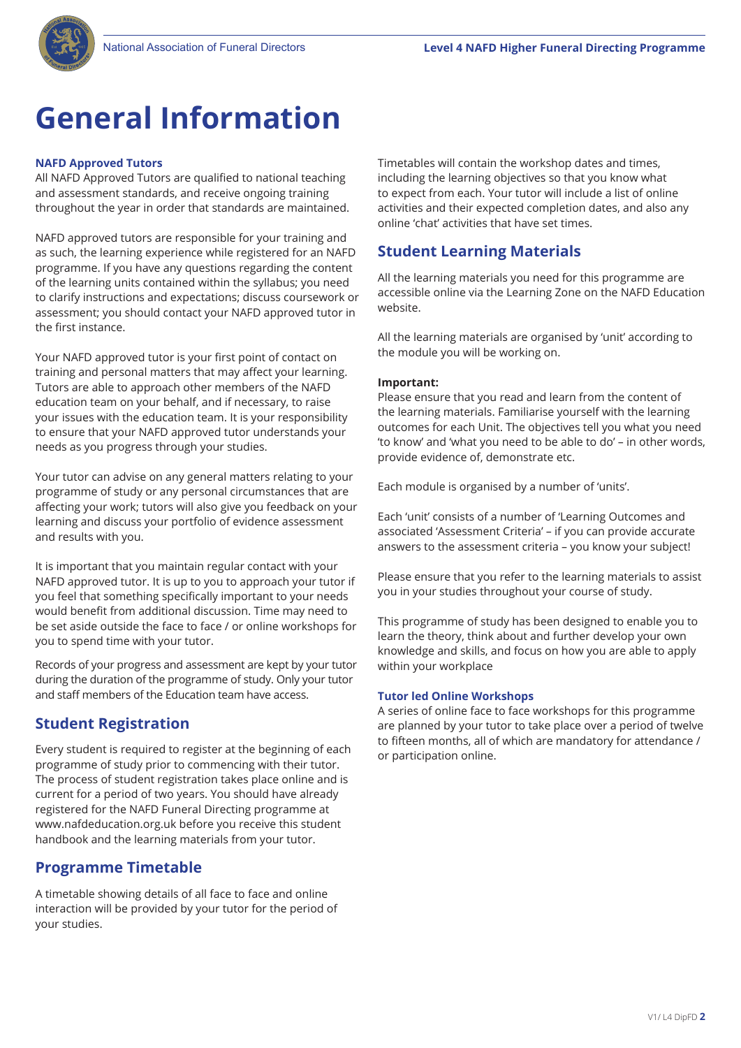# General Information

### NAFD Approved Tutors

All NAFD Approved Tutors are qualified to national teaching and assessment standards, and receive ongoing training throughout the year in order that standards are maintained.

NAFD approved tutors are responsible for your training and as such, the learning experience while registered for an NAFD programme. If you have any questions regarding the content of the learning units contained within the syllabus; you need to clarify instructions and expectations; discuss coursework or assessment; you should contact your NAFD approved tutor in the first instance.

Your NAFD approved tutor is your first point of contact on training and personal matters that may affect your learning. Tutors are able to approach other members of the NAFD education team on your behalf, and if necessary, to raise your issues with the education team. It is your responsibility to ensure that your NAFD approved tutor understands your needs as you progress through your studies.

Your tutor can advise on any general matters relating to your programme of study or any personal circumstances that are affecting your work; tutors will also give you feedback on your learning and discuss your portfolio of evidence assessment and results with you.

It is important that you maintain regular contact with your NAFD approved tutor. It is up to you to approach your tutor if you feel that something specifically important to your needs would benefit from additional discussion. Time may need to be set aside outside the face to face / or online workshops for you to spend time with your tutor.

Records of your progress and assessment are kept by your tutor during the duration of the programme of study. Only your tutor and staff members of the Education team have access.

## Student Registration

Every student is required to register at the beginning of each programme of study prior to commencing with their tutor. The process of student registration takes place online and is current for a period of two years. You should have already registered for the NAFD Funeral Directing programme at www.nafdeducation.org.uk before you receive this student handbook and the learning materials from your tutor.

## Programme Timetable

A timetable showing details of all face to face and online interaction will be provided by your tutor for the period of your studies.

Timetables will contain the workshop dates and times, including the learning objectives so that you know what to expect from each. Your tutor will include a list of online activities and their expected completion dates, and also any online 'chat' activities that have set times.

## Student Learning Materials

All the learning materials you need for this programme are accessible online via the Learning Zone on the NAFD Education website.

All the learning materials are organised by 'unit' according to the module you will be working on.

**Important:**
Please ensure that you read and learn from the content of the learning materials. Familiarise yourself with the learning outcomes for each Unit. The objectives tell you what you need 'to know' and 'what you need to be able to do' – in other words, provide evidence of, demonstrate etc.

Each module is organised by a number of 'units'.

Each 'unit' consists of a number of 'Learning Outcomes and associated 'Assessment Criteria' – if you can provide accurate answers to the assessment criteria – you know your subject!

Please ensure that you refer to the learning materials to assist you in your studies throughout your course of study.

This programme of study has been designed to enable you to learn the theory, think about and further develop your own knowledge and skills, and focus on how you are able to apply within your workplace

### Tutor led Online Workshops

A series of online face to face workshops for this programme are planned by your tutor to take place over a period of twelve to fifteen months, all of which are mandatory for attendance / or participation online.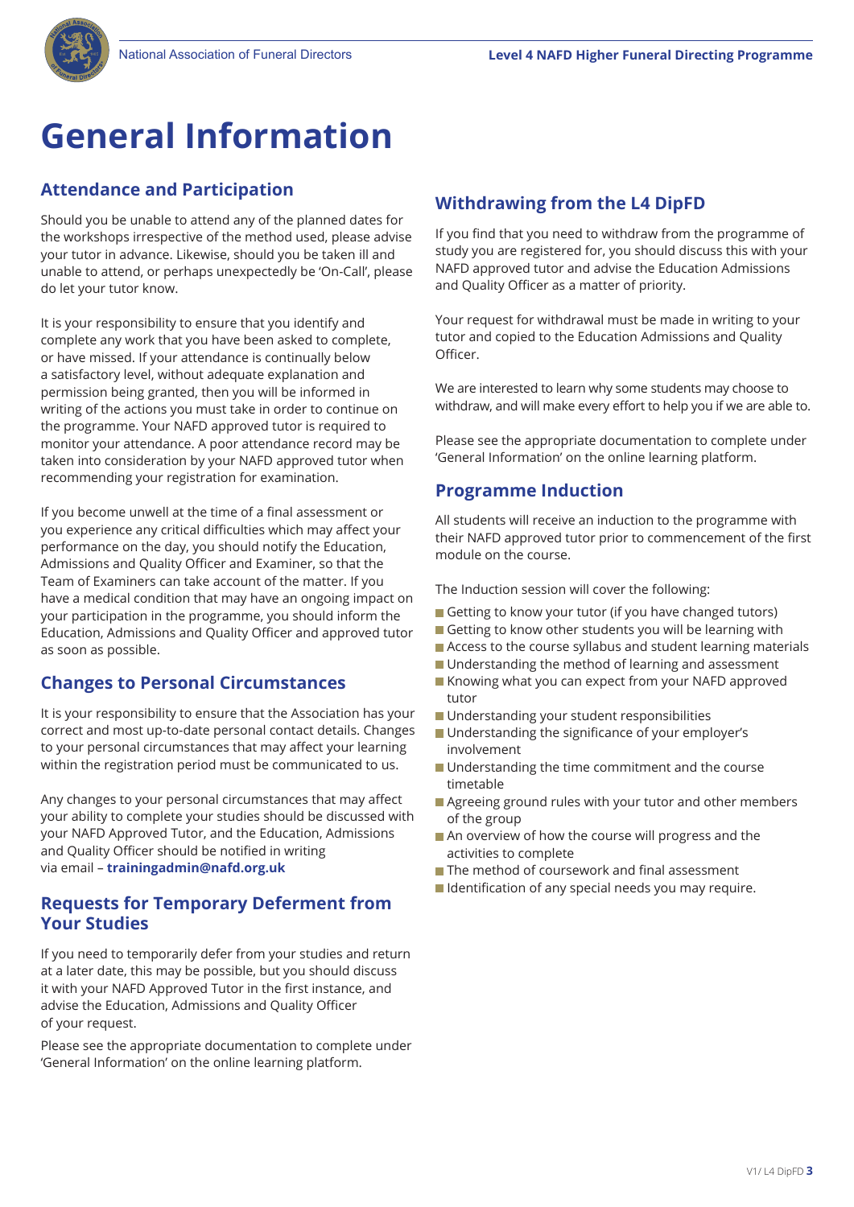# General Information

## Attendance and Participation

Should you be unable to attend any of the planned dates for the workshops irrespective of the method used, please advise your tutor in advance. Likewise, should you be taken ill and unable to attend, or perhaps unexpectedly be 'On-Call', please do let your tutor know.

It is your responsibility to ensure that you identify and complete any work that you have been asked to complete, or have missed. If your attendance is continually below a satisfactory level, without adequate explanation and permission being granted, then you will be informed in writing of the actions you must take in order to continue on the programme. Your NAFD approved tutor is required to monitor your attendance. A poor attendance record may be taken into consideration by your NAFD approved tutor when recommending your registration for examination.

If you become unwell at the time of a final assessment or you experience any critical difficulties which may affect your performance on the day, you should notify the Education, Admissions and Quality Officer and Examiner, so that the Team of Examiners can take account of the matter. If you have a medical condition that may have an ongoing impact on your participation in the programme, you should inform the Education, Admissions and Quality Officer and approved tutor as soon as possible.

## Changes to Personal Circumstances

It is your responsibility to ensure that the Association has your correct and most up-to-date personal contact details. Changes to your personal circumstances that may affect your learning within the registration period must be communicated to us.

Any changes to your personal circumstances that may affect your ability to complete your studies should be discussed with your NAFD Approved Tutor, and the Education, Admissions and Quality Officer should be notified in writing via email – **trainingadmin@nafd.org.uk**

## Requests for Temporary Deferment from Your Studies

If you need to temporarily defer from your studies and return at a later date, this may be possible, but you should discuss it with your NAFD Approved Tutor in the first instance, and advise the Education, Admissions and Quality Officer of your request.

Please see the appropriate documentation to complete under 'General Information' on the online learning platform.

## Withdrawing from the L4 DipFD

If you find that you need to withdraw from the programme of study you are registered for, you should discuss this with your NAFD approved tutor and advise the Education Admissions and Quality Officer as a matter of priority.

Your request for withdrawal must be made in writing to your tutor and copied to the Education Admissions and Quality Officer.

We are interested to learn why some students may choose to withdraw, and will make every effort to help you if we are able to.

Please see the appropriate documentation to complete under 'General Information' on the online learning platform.

## Programme Induction

All students will receive an induction to the programme with their NAFD approved tutor prior to commencement of the first module on the course.

The Induction session will cover the following:

- Getting to know your tutor (if you have changed tutors)
- Getting to know other students you will be learning with
- Access to the course syllabus and student learning materials
- Understanding the method of learning and assessment
- Knowing what you can expect from your NAFD approved tutor
- Understanding your student responsibilities
- Understanding the significance of your employer's involvement
- Understanding the time commitment and the course timetable
- Agreeing ground rules with your tutor and other members of the group
- An overview of how the course will progress and the activities to complete
- The method of coursework and final assessment
- Identification of any special needs you may require.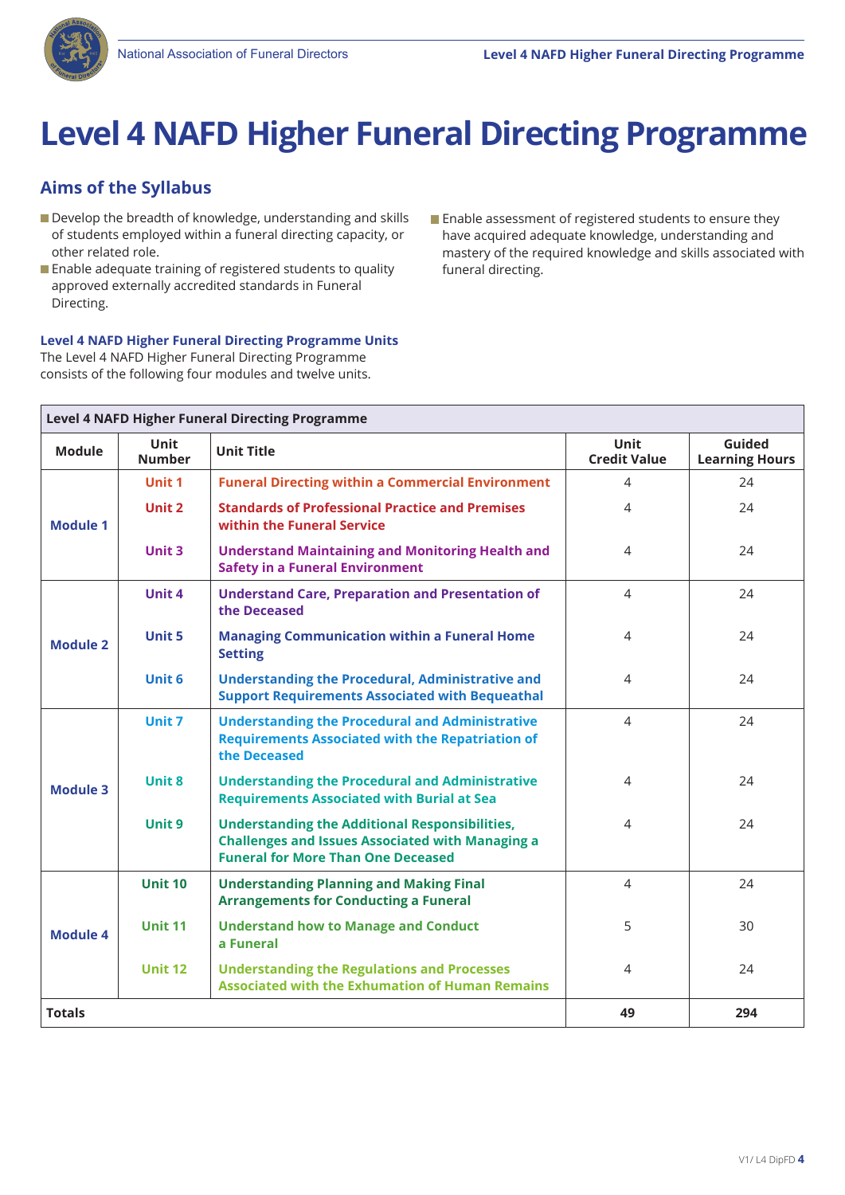# Level 4 NAFD Higher Funeral Directing Programme

## Aims of the Syllabus

- Develop the breadth of knowledge, understanding and skills of students employed within a funeral directing capacity, or other related role.
- Enable adequate training of registered students to quality approved externally accredited standards in Funeral Directing.
- Enable assessment of registered students to ensure they have acquired adequate knowledge, understanding and mastery of the required knowledge and skills associated with funeral directing.

### Level 4 NAFD Higher Funeral Directing Programme Units

The Level 4 NAFD Higher Funeral Directing Programme consists of the following four modules and twelve units.

| Level 4 NAFD Higher Funeral Directing Programme | | | | |
|---|---|---|---|---|
| **Module** | **Unit Number** | **Unit Title** | **Unit Credit Value** | **Guided Learning Hours** |
| **Module 1** | **Unit 1** | **Funeral Directing within a Commercial Environment** | 4 | 24 |
| | **Unit 2** | **Standards of Professional Practice and Premises within the Funeral Service** | 4 | 24 |
| | **Unit 3** | **Understand Maintaining and Monitoring Health and Safety in a Funeral Environment** | 4 | 24 |
| **Module 2** | **Unit 4** | **Understand Care, Preparation and Presentation of the Deceased** | 4 | 24 |
| | **Unit 5** | **Managing Communication within a Funeral Home Setting** | 4 | 24 |
| | **Unit 6** | **Understanding the Procedural, Administrative and Support Requirements Associated with Bequeathal** | 4 | 24 |
| **Module 3** | **Unit 7** | **Understanding the Procedural and Administrative Requirements Associated with the Repatriation of the Deceased** | 4 | 24 |
| | **Unit 8** | **Understanding the Procedural and Administrative Requirements Associated with Burial at Sea** | 4 | 24 |
| | **Unit 9** | **Understanding the Additional Responsibilities, Challenges and Issues Associated with Managing a Funeral for More Than One Deceased** | 4 | 24 |
| **Module 4** | **Unit 10** | **Understanding Planning and Making Final Arrangements for Conducting a Funeral** | 4 | 24 |
| | **Unit 11** | **Understand how to Manage and Conduct a Funeral** | 5 | 30 |
| | **Unit 12** | **Understanding the Regulations and Processes Associated with the Exhumation of Human Remains** | 4 | 24 |
| **Totals** | | | **49** | **294** |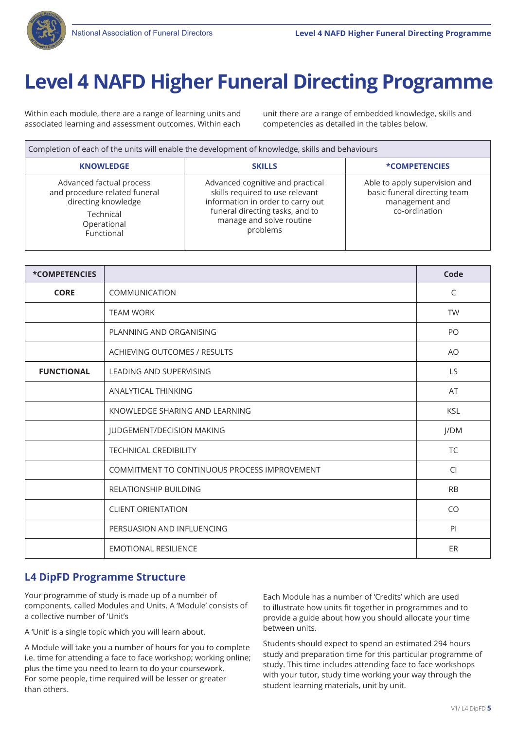# Level 4 NAFD Higher Funeral Directing Programme

Within each module, there are a range of learning units and associated learning and assessment outcomes. Within each unit there are a range of embedded knowledge, skills and competencies as detailed in the tables below.

| Completion of each of the units will enable the development of knowledge, skills and behaviours | | |
|---|---|---|
| **KNOWLEDGE** | **SKILLS** | ***COMPETENCIES** |
| Advanced factual process and procedure related funeral directing knowledge<br>Technical<br>Operational<br>Functional | Advanced cognitive and practical skills required to use relevant information in order to carry out funeral directing tasks, and to manage and solve routine problems | Able to apply supervision and basic funeral directing team management and co-ordination |

| ***COMPETENCIES** | | **Code** |
|---|---|---|
| **CORE** | COMMUNICATION | C |
| | TEAM WORK | TW |
| | PLANNING AND ORGANISING | PO |
| | ACHIEVING OUTCOMES / RESULTS | AO |
| **FUNCTIONAL** | LEADING AND SUPERVISING | LS |
| | ANALYTICAL THINKING | AT |
| | KNOWLEDGE SHARING AND LEARNING | KSL |
| | JUDGEMENT/DECISION MAKING | J/DM |
| | TECHNICAL CREDIBILITY | TC |
| | COMMITMENT TO CONTINUOUS PROCESS IMPROVEMENT | CI |
| | RELATIONSHIP BUILDING | RB |
| | CLIENT ORIENTATION | CO |
| | PERSUASION AND INFLUENCING | PI |
| | EMOTIONAL RESILIENCE | ER |

## L4 DipFD Programme Structure

Your programme of study is made up of a number of components, called Modules and Units. A 'Module' consists of a collective number of 'Unit's

A 'Unit' is a single topic which you will learn about.

A Module will take you a number of hours for you to complete i.e. time for attending a face to face workshop; working online; plus the time you need to learn to do your coursework. For some people, time required will be lesser or greater than others.

Each Module has a number of 'Credits' which are used to illustrate how units fit together in programmes and to provide a guide about how you should allocate your time between units.

Students should expect to spend an estimated 294 hours study and preparation time for this particular programme of study. This time includes attending face to face workshops with your tutor, study time working your way through the student learning materials, unit by unit.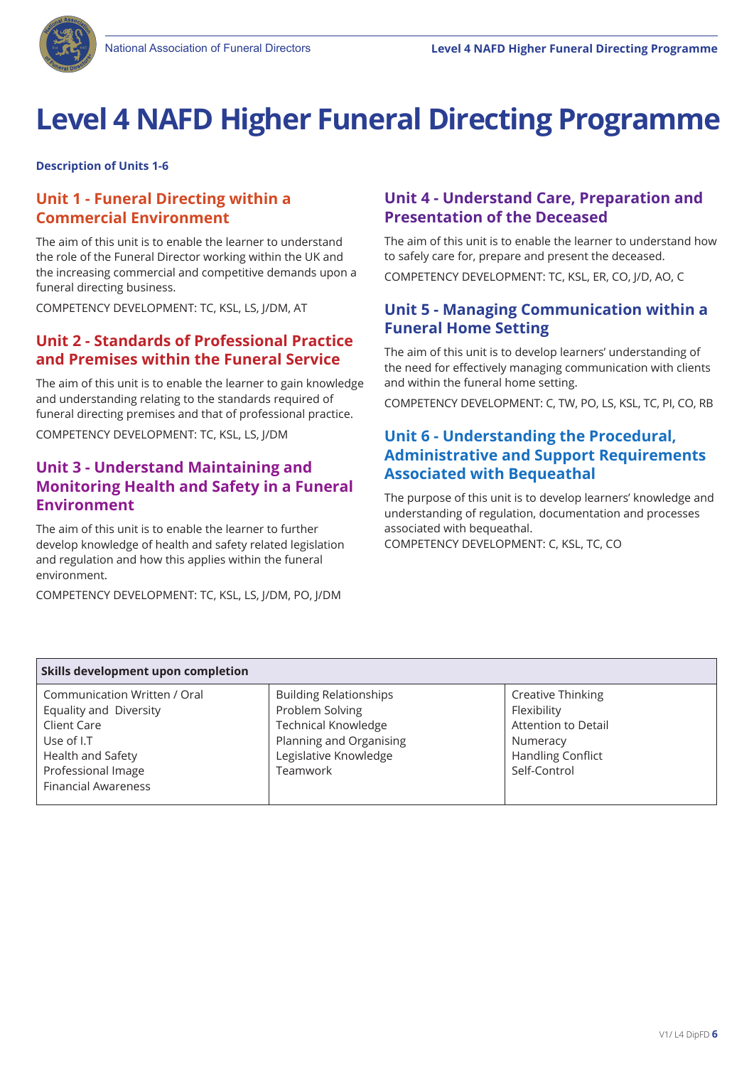# Level 4 NAFD Higher Funeral Directing Programme

**Description of Units 1-6**

## Unit 1 - Funeral Directing within a Commercial Environment

The aim of this unit is to enable the learner to understand the role of the Funeral Director working within the UK and the increasing commercial and competitive demands upon a funeral directing business.

COMPETENCY DEVELOPMENT: TC, KSL, LS, J/DM, AT

## Unit 2 - Standards of Professional Practice and Premises within the Funeral Service

The aim of this unit is to enable the learner to gain knowledge and understanding relating to the standards required of funeral directing premises and that of professional practice.

COMPETENCY DEVELOPMENT: TC, KSL, LS, J/DM

## Unit 3 - Understand Maintaining and Monitoring Health and Safety in a Funeral Environment

The aim of this unit is to enable the learner to further develop knowledge of health and safety related legislation and regulation and how this applies within the funeral environment.

COMPETENCY DEVELOPMENT: TC, KSL, LS, J/DM, PO, J/DM

## Unit 4 - Understand Care, Preparation and Presentation of the Deceased

The aim of this unit is to enable the learner to understand how to safely care for, prepare and present the deceased.

COMPETENCY DEVELOPMENT: TC, KSL, ER, CO, J/D, AO, C

## Unit 5 - Managing Communication within a Funeral Home Setting

The aim of this unit is to develop learners' understanding of the need for effectively managing communication with clients and within the funeral home setting.

COMPETENCY DEVELOPMENT: C, TW, PO, LS, KSL, TC, PI, CO, RB

## Unit 6 - Understanding the Procedural, Administrative and Support Requirements Associated with Bequeathal

The purpose of this unit is to develop learners' knowledge and understanding of regulation, documentation and processes associated with bequeathal.

COMPETENCY DEVELOPMENT: C, KSL, TC, CO

| Skills development upon completion | | |
|---|---|---|
| Communication Written / Oral<br>Equality and Diversity<br>Client Care<br>Use of I.T<br>Health and Safety<br>Professional Image<br>Financial Awareness | Building Relationships<br>Problem Solving<br>Technical Knowledge<br>Planning and Organising<br>Legislative Knowledge<br>Teamwork | Creative Thinking<br>Flexibility<br>Attention to Detail<br>Numeracy<br>Handling Conflict<br>Self-Control |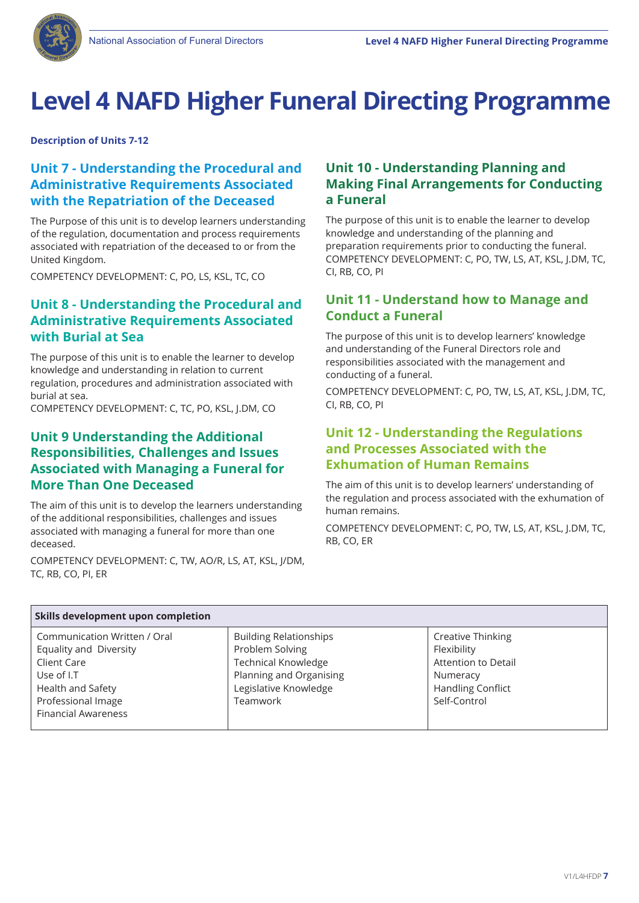# Level 4 NAFD Higher Funeral Directing Programme

**Description of Units 7-12**

## Unit 7 - Understanding the Procedural and Administrative Requirements Associated with the Repatriation of the Deceased

The Purpose of this unit is to develop learners understanding of the regulation, documentation and process requirements associated with repatriation of the deceased to or from the United Kingdom.

COMPETENCY DEVELOPMENT: C, PO, LS, KSL, TC, CO

## Unit 8 - Understanding the Procedural and Administrative Requirements Associated with Burial at Sea

The purpose of this unit is to enable the learner to develop knowledge and understanding in relation to current regulation, procedures and administration associated with burial at sea.
COMPETENCY DEVELOPMENT: C, TC, PO, KSL, J.DM, CO

## Unit 9 Understanding the Additional Responsibilities, Challenges and Issues Associated with Managing a Funeral for More Than One Deceased

The aim of this unit is to develop the learners understanding of the additional responsibilities, challenges and issues associated with managing a funeral for more than one deceased.

COMPETENCY DEVELOPMENT: C, TW, AO/R, LS, AT, KSL, J/DM, TC, RB, CO, PI, ER

## Unit 10 - Understanding Planning and Making Final Arrangements for Conducting a Funeral

The purpose of this unit is to enable the learner to develop knowledge and understanding of the planning and preparation requirements prior to conducting the funeral.
COMPETENCY DEVELOPMENT: C, PO, TW, LS, AT, KSL, J.DM, TC, CI, RB, CO, PI

## Unit 11 - Understand how to Manage and Conduct a Funeral

The purpose of this unit is to develop learners' knowledge and understanding of the Funeral Directors role and responsibilities associated with the management and conducting of a funeral.

COMPETENCY DEVELOPMENT: C, PO, TW, LS, AT, KSL, J.DM, TC, CI, RB, CO, PI

## Unit 12 - Understanding the Regulations and Processes Associated with the Exhumation of Human Remains

The aim of this unit is to develop learners' understanding of the regulation and process associated with the exhumation of human remains.

COMPETENCY DEVELOPMENT: C, PO, TW, LS, AT, KSL, J.DM, TC, RB, CO, ER

| Skills development upon completion | | |
|---|---|---|
| Communication Written / Oral<br>Equality and Diversity<br>Client Care<br>Use of I.T<br>Health and Safety<br>Professional Image<br>Financial Awareness | Building Relationships<br>Problem Solving<br>Technical Knowledge<br>Planning and Organising<br>Legislative Knowledge<br>Teamwork | Creative Thinking<br>Flexibility<br>Attention to Detail<br>Numeracy<br>Handling Conflict<br>Self-Control |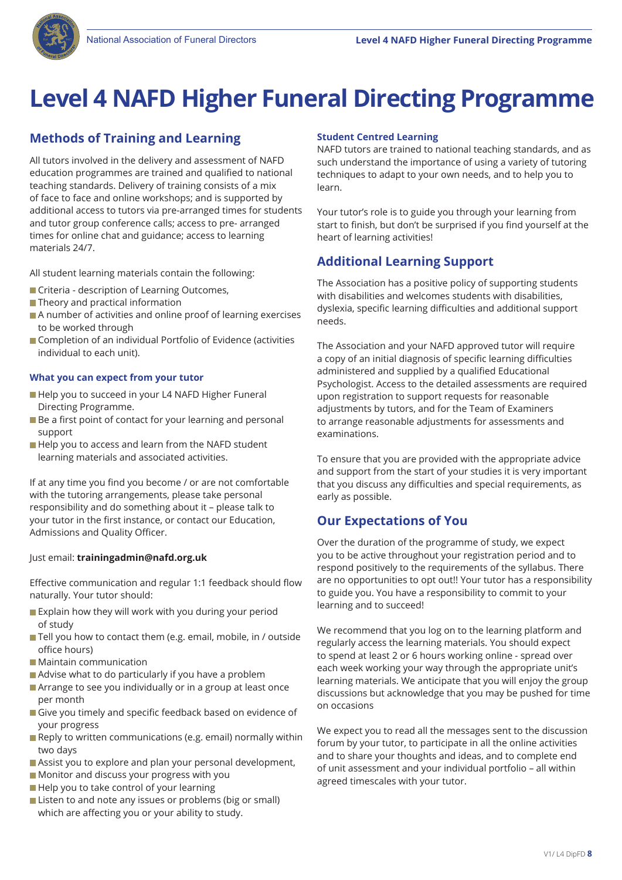# Level 4 NAFD Higher Funeral Directing Programme

## Methods of Training and Learning

All tutors involved in the delivery and assessment of NAFD education programmes are trained and qualified to national teaching standards. Delivery of training consists of a mix of face to face and online workshops; and is supported by additional access to tutors via pre-arranged times for students and tutor group conference calls; access to pre- arranged times for online chat and guidance; access to learning materials 24/7.

All student learning materials contain the following:

- Criteria - description of Learning Outcomes,
- Theory and practical information
- A number of activities and online proof of learning exercises to be worked through
- Completion of an individual Portfolio of Evidence (activities individual to each unit).

### What you can expect from your tutor

- Help you to succeed in your L4 NAFD Higher Funeral Directing Programme.
- Be a first point of contact for your learning and personal support
- Help you to access and learn from the NAFD student learning materials and associated activities.

If at any time you find you become / or are not comfortable with the tutoring arrangements, please take personal responsibility and do something about it – please talk to your tutor in the first instance, or contact our Education, Admissions and Quality Officer.

Just email: **trainingadmin@nafd.org.uk**

Effective communication and regular 1:1 feedback should flow naturally. Your tutor should:

- Explain how they will work with you during your period of study
- Tell you how to contact them (e.g. email, mobile, in / outside office hours)
- Maintain communication
- Advise what to do particularly if you have a problem
- Arrange to see you individually or in a group at least once per month
- Give you timely and specific feedback based on evidence of your progress
- Reply to written communications (e.g. email) normally within two days
- Assist you to explore and plan your personal development,
- Monitor and discuss your progress with you
- Help you to take control of your learning
- Listen to and note any issues or problems (big or small) which are affecting you or your ability to study.

### Student Centred Learning

NAFD tutors are trained to national teaching standards, and as such understand the importance of using a variety of tutoring techniques to adapt to your own needs, and to help you to learn.

Your tutor's role is to guide you through your learning from start to finish, but don't be surprised if you find yourself at the heart of learning activities!

## Additional Learning Support

The Association has a positive policy of supporting students with disabilities and welcomes students with disabilities, dyslexia, specific learning difficulties and additional support needs.

The Association and your NAFD approved tutor will require a copy of an initial diagnosis of specific learning difficulties administered and supplied by a qualified Educational Psychologist. Access to the detailed assessments are required upon registration to support requests for reasonable adjustments by tutors, and for the Team of Examiners to arrange reasonable adjustments for assessments and examinations.

To ensure that you are provided with the appropriate advice and support from the start of your studies it is very important that you discuss any difficulties and special requirements, as early as possible.

## Our Expectations of You

Over the duration of the programme of study, we expect you to be active throughout your registration period and to respond positively to the requirements of the syllabus. There are no opportunities to opt out!! Your tutor has a responsibility to guide you. You have a responsibility to commit to your learning and to succeed!

We recommend that you log on to the learning platform and regularly access the learning materials. You should expect to spend at least 2 or 6 hours working online - spread over each week working your way through the appropriate unit's learning materials. We anticipate that you will enjoy the group discussions but acknowledge that you may be pushed for time on occasions

We expect you to read all the messages sent to the discussion forum by your tutor, to participate in all the online activities and to share your thoughts and ideas, and to complete end of unit assessment and your individual portfolio – all within agreed timescales with your tutor.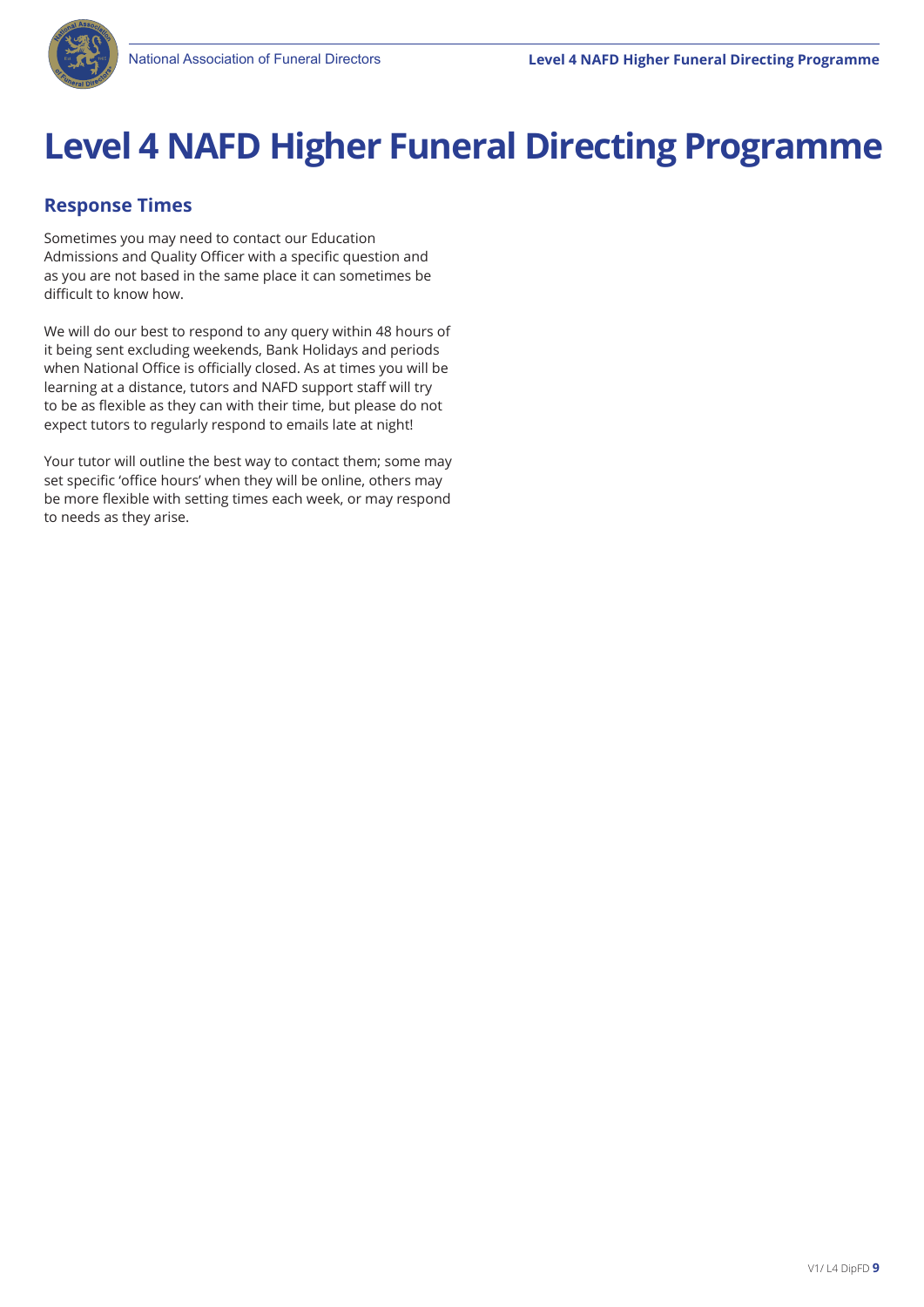# Level 4 NAFD Higher Funeral Directing Programme

## Response Times

Sometimes you may need to contact our Education Admissions and Quality Officer with a specific question and as you are not based in the same place it can sometimes be difficult to know how.

We will do our best to respond to any query within 48 hours of it being sent excluding weekends, Bank Holidays and periods when National Office is officially closed. As at times you will be learning at a distance, tutors and NAFD support staff will try to be as flexible as they can with their time, but please do not expect tutors to regularly respond to emails late at night!

Your tutor will outline the best way to contact them; some may set specific 'office hours' when they will be online, others may be more flexible with setting times each week, or may respond to needs as they arise.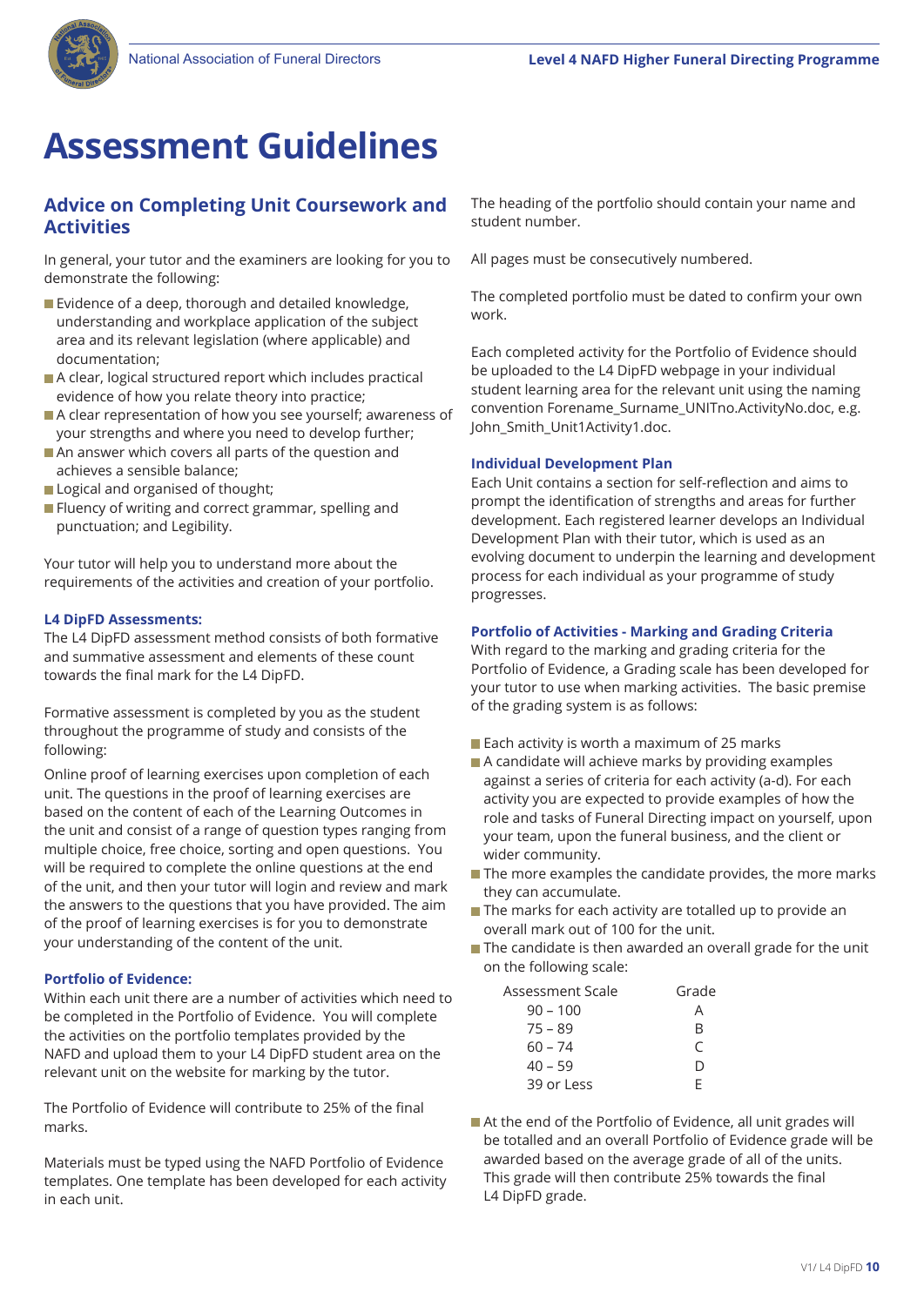# Assessment Guidelines

## Advice on Completing Unit Coursework and Activities

In general, your tutor and the examiners are looking for you to demonstrate the following:

- Evidence of a deep, thorough and detailed knowledge, understanding and workplace application of the subject area and its relevant legislation (where applicable) and documentation;
- A clear, logical structured report which includes practical evidence of how you relate theory into practice;
- A clear representation of how you see yourself; awareness of your strengths and where you need to develop further;
- An answer which covers all parts of the question and achieves a sensible balance;
- Logical and organised of thought;
- Fluency of writing and correct grammar, spelling and punctuation; and Legibility.

Your tutor will help you to understand more about the requirements of the activities and creation of your portfolio.

### L4 DipFD Assessments:

The L4 DipFD assessment method consists of both formative and summative assessment and elements of these count towards the final mark for the L4 DipFD.

Formative assessment is completed by you as the student throughout the programme of study and consists of the following:

Online proof of learning exercises upon completion of each unit. The questions in the proof of learning exercises are based on the content of each of the Learning Outcomes in the unit and consist of a range of question types ranging from multiple choice, free choice, sorting and open questions. You will be required to complete the online questions at the end of the unit, and then your tutor will login and review and mark the answers to the questions that you have provided. The aim of the proof of learning exercises is for you to demonstrate your understanding of the content of the unit.

### Portfolio of Evidence:

Within each unit there are a number of activities which need to be completed in the Portfolio of Evidence. You will complete the activities on the portfolio templates provided by the NAFD and upload them to your L4 DipFD student area on the relevant unit on the website for marking by the tutor.

The Portfolio of Evidence will contribute to 25% of the final marks.

Materials must be typed using the NAFD Portfolio of Evidence templates. One template has been developed for each activity in each unit.

The heading of the portfolio should contain your name and student number.

All pages must be consecutively numbered.

The completed portfolio must be dated to confirm your own work.

Each completed activity for the Portfolio of Evidence should be uploaded to the L4 DipFD webpage in your individual student learning area for the relevant unit using the naming convention Forename_Surname_UNITno.ActivityNo.doc, e.g. John_Smith_Unit1Activity1.doc.

### Individual Development Plan

Each Unit contains a section for self-reflection and aims to prompt the identification of strengths and areas for further development. Each registered learner develops an Individual Development Plan with their tutor, which is used as an evolving document to underpin the learning and development process for each individual as your programme of study progresses.

### Portfolio of Activities - Marking and Grading Criteria

With regard to the marking and grading criteria for the Portfolio of Evidence, a Grading scale has been developed for your tutor to use when marking activities. The basic premise of the grading system is as follows:

- Each activity is worth a maximum of 25 marks
- A candidate will achieve marks by providing examples against a series of criteria for each activity (a-d). For each activity you are expected to provide examples of how the role and tasks of Funeral Directing impact on yourself, upon your team, upon the funeral business, and the client or wider community.
- The more examples the candidate provides, the more marks they can accumulate.
- The marks for each activity are totalled up to provide an overall mark out of 100 for the unit.
- The candidate is then awarded an overall grade for the unit on the following scale:

| Assessment Scale | Grade |
|---|---|
| 90 – 100 | A |
| 75 – 89 | B |
| 60 – 74 | C |
| 40 – 59 | D |
| 39 or Less | E |

- At the end of the Portfolio of Evidence, all unit grades will be totalled and an overall Portfolio of Evidence grade will be awarded based on the average grade of all of the units. This grade will then contribute 25% towards the final L4 DipFD grade.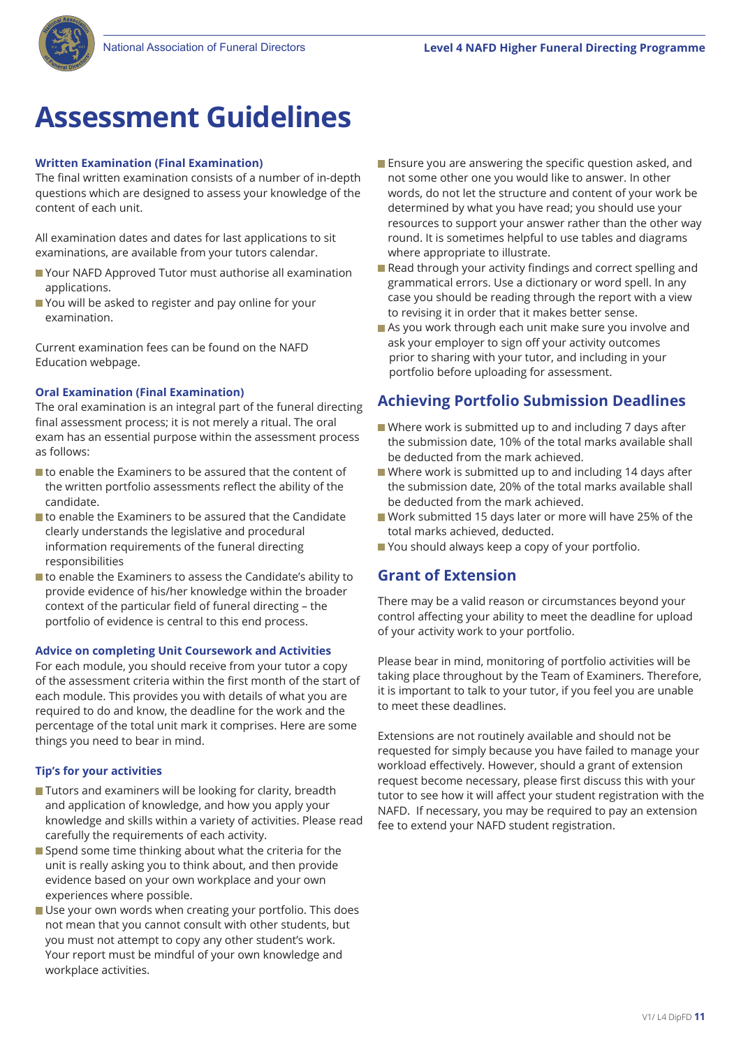# Assessment Guidelines

### Written Examination (Final Examination)

The final written examination consists of a number of in-depth questions which are designed to assess your knowledge of the content of each unit.

All examination dates and dates for last applications to sit examinations, are available from your tutors calendar.

- Your NAFD Approved Tutor must authorise all examination applications.
- You will be asked to register and pay online for your examination.

Current examination fees can be found on the NAFD Education webpage.

### Oral Examination (Final Examination)

The oral examination is an integral part of the funeral directing final assessment process; it is not merely a ritual. The oral exam has an essential purpose within the assessment process as follows:

- to enable the Examiners to be assured that the content of the written portfolio assessments reflect the ability of the candidate.
- to enable the Examiners to be assured that the Candidate clearly understands the legislative and procedural information requirements of the funeral directing responsibilities
- to enable the Examiners to assess the Candidate's ability to provide evidence of his/her knowledge within the broader context of the particular field of funeral directing – the portfolio of evidence is central to this end process.

### Advice on completing Unit Coursework and Activities

For each module, you should receive from your tutor a copy of the assessment criteria within the first month of the start of each module. This provides you with details of what you are required to do and know, the deadline for the work and the percentage of the total unit mark it comprises. Here are some things you need to bear in mind.

### Tip's for your activities

- Tutors and examiners will be looking for clarity, breadth and application of knowledge, and how you apply your knowledge and skills within a variety of activities. Please read carefully the requirements of each activity.
- Spend some time thinking about what the criteria for the unit is really asking you to think about, and then provide evidence based on your own workplace and your own experiences where possible.
- Use your own words when creating your portfolio. This does not mean that you cannot consult with other students, but you must not attempt to copy any other student's work. Your report must be mindful of your own knowledge and workplace activities.
- Ensure you are answering the specific question asked, and not some other one you would like to answer. In other words, do not let the structure and content of your work be determined by what you have read; you should use your resources to support your answer rather than the other way round. It is sometimes helpful to use tables and diagrams where appropriate to illustrate.
- Read through your activity findings and correct spelling and grammatical errors. Use a dictionary or word spell. In any case you should be reading through the report with a view to revising it in order that it makes better sense.
- As you work through each unit make sure you involve and ask your employer to sign off your activity outcomes prior to sharing with your tutor, and including in your portfolio before uploading for assessment.

## Achieving Portfolio Submission Deadlines

- Where work is submitted up to and including 7 days after the submission date, 10% of the total marks available shall be deducted from the mark achieved.
- Where work is submitted up to and including 14 days after the submission date, 20% of the total marks available shall be deducted from the mark achieved.
- Work submitted 15 days later or more will have 25% of the total marks achieved, deducted.
- You should always keep a copy of your portfolio.

## Grant of Extension

There may be a valid reason or circumstances beyond your control affecting your ability to meet the deadline for upload of your activity work to your portfolio.

Please bear in mind, monitoring of portfolio activities will be taking place throughout by the Team of Examiners. Therefore, it is important to talk to your tutor, if you feel you are unable to meet these deadlines.

Extensions are not routinely available and should not be requested for simply because you have failed to manage your workload effectively. However, should a grant of extension request become necessary, please first discuss this with your tutor to see how it will affect your student registration with the NAFD. If necessary, you may be required to pay an extension fee to extend your NAFD student registration.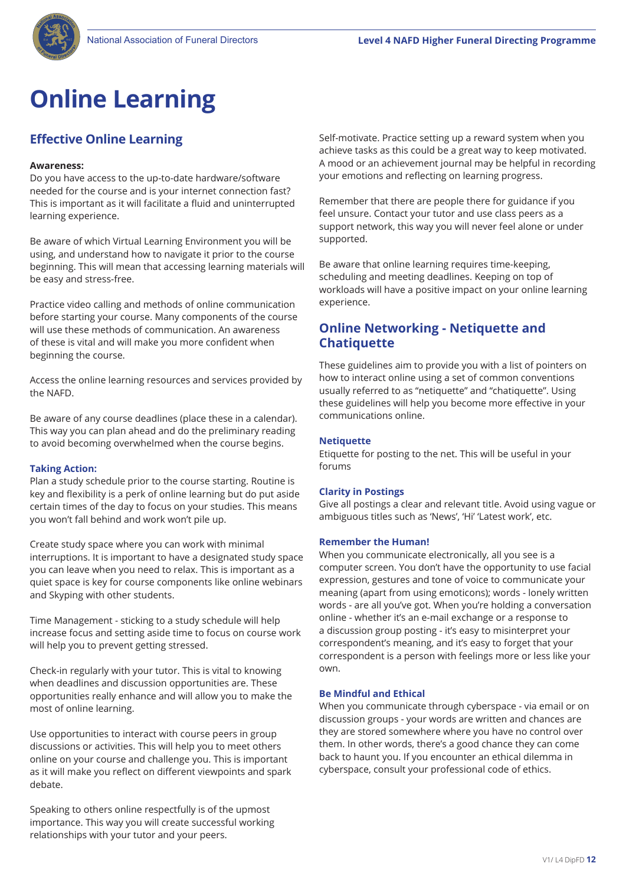# Online Learning

## Effective Online Learning

**Awareness:**

Do you have access to the up-to-date hardware/software needed for the course and is your internet connection fast? This is important as it will facilitate a fluid and uninterrupted learning experience.

Be aware of which Virtual Learning Environment you will be using, and understand how to navigate it prior to the course beginning. This will mean that accessing learning materials will be easy and stress-free.

Practice video calling and methods of online communication before starting your course. Many components of the course will use these methods of communication. An awareness of these is vital and will make you more confident when beginning the course.

Access the online learning resources and services provided by the NAFD.

Be aware of any course deadlines (place these in a calendar). This way you can plan ahead and do the preliminary reading to avoid becoming overwhelmed when the course begins.

#### Taking Action:

Plan a study schedule prior to the course starting. Routine is key and flexibility is a perk of online learning but do put aside certain times of the day to focus on your studies. This means you won't fall behind and work won't pile up.

Create study space where you can work with minimal interruptions. It is important to have a designated study space you can leave when you need to relax. This is important as a quiet space is key for course components like online webinars and Skyping with other students.

Time Management - sticking to a study schedule will help increase focus and setting aside time to focus on course work will help you to prevent getting stressed.

Check-in regularly with your tutor. This is vital to knowing when deadlines and discussion opportunities are. These opportunities really enhance and will allow you to make the most of online learning.

Use opportunities to interact with course peers in group discussions or activities. This will help you to meet others online on your course and challenge you. This is important as it will make you reflect on different viewpoints and spark debate.

Speaking to others online respectfully is of the upmost importance. This way you will create successful working relationships with your tutor and your peers.

Self-motivate. Practice setting up a reward system when you achieve tasks as this could be a great way to keep motivated. A mood or an achievement journal may be helpful in recording your emotions and reflecting on learning progress.

Remember that there are people there for guidance if you feel unsure. Contact your tutor and use class peers as a support network, this way you will never feel alone or under supported.

Be aware that online learning requires time-keeping, scheduling and meeting deadlines. Keeping on top of workloads will have a positive impact on your online learning experience.

## Online Networking - Netiquette and Chatiquette

These guidelines aim to provide you with a list of pointers on how to interact online using a set of common conventions usually referred to as "netiquette" and "chatiquette". Using these guidelines will help you become more effective in your communications online.

#### Netiquette

Etiquette for posting to the net. This will be useful in your forums

#### Clarity in Postings

Give all postings a clear and relevant title. Avoid using vague or ambiguous titles such as 'News', 'Hi' 'Latest work', etc.

#### Remember the Human!

When you communicate electronically, all you see is a computer screen. You don't have the opportunity to use facial expression, gestures and tone of voice to communicate your meaning (apart from using emoticons); words - lonely written words - are all you've got. When you're holding a conversation online - whether it's an e-mail exchange or a response to a discussion group posting - it's easy to misinterpret your correspondent's meaning, and it's easy to forget that your correspondent is a person with feelings more or less like your own.

#### Be Mindful and Ethical

When you communicate through cyberspace - via email or on discussion groups - your words are written and chances are they are stored somewhere where you have no control over them. In other words, there's a good chance they can come back to haunt you. If you encounter an ethical dilemma in cyberspace, consult your professional code of ethics.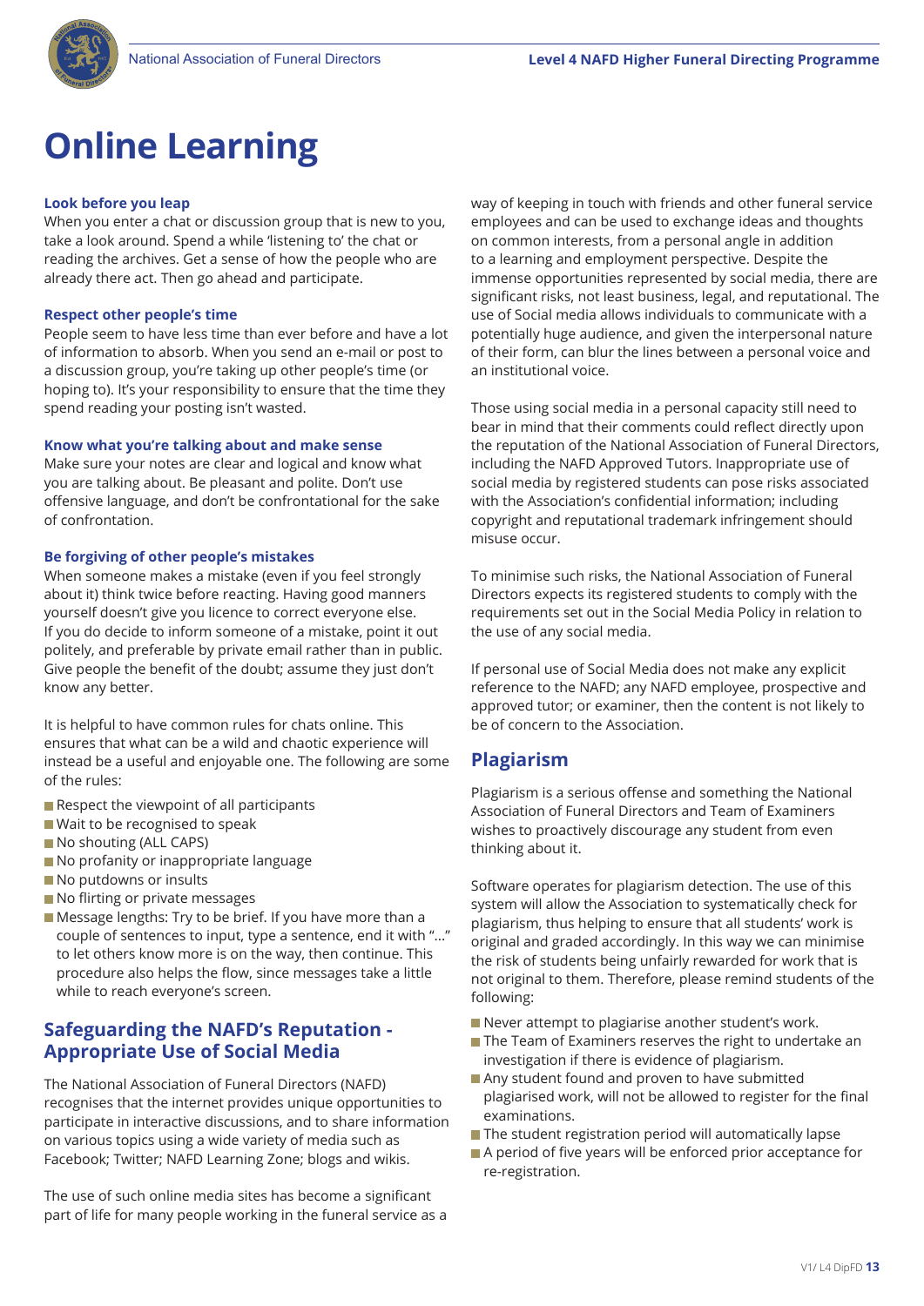# Online Learning

**Look before you leap**

When you enter a chat or discussion group that is new to you, take a look around. Spend a while 'listening to' the chat or reading the archives. Get a sense of how the people who are already there act. Then go ahead and participate.

**Respect other people's time**

People seem to have less time than ever before and have a lot of information to absorb. When you send an e-mail or post to a discussion group, you're taking up other people's time (or hoping to). It's your responsibility to ensure that the time they spend reading your posting isn't wasted.

**Know what you're talking about and make sense**

Make sure your notes are clear and logical and know what you are talking about. Be pleasant and polite. Don't use offensive language, and don't be confrontational for the sake of confrontation.

**Be forgiving of other people's mistakes**

When someone makes a mistake (even if you feel strongly about it) think twice before reacting. Having good manners yourself doesn't give you licence to correct everyone else. If you do decide to inform someone of a mistake, point it out politely, and preferable by private email rather than in public. Give people the benefit of the doubt; assume they just don't know any better.

It is helpful to have common rules for chats online. This ensures that what can be a wild and chaotic experience will instead be a useful and enjoyable one. The following are some of the rules:

- Respect the viewpoint of all participants
- Wait to be recognised to speak
- No shouting (ALL CAPS)
- No profanity or inappropriate language
- No putdowns or insults
- No flirting or private messages
- Message lengths: Try to be brief. If you have more than a couple of sentences to input, type a sentence, end it with "..." to let others know more is on the way, then continue. This procedure also helps the flow, since messages take a little while to reach everyone's screen.

## Safeguarding the NAFD's Reputation - Appropriate Use of Social Media

The National Association of Funeral Directors (NAFD) recognises that the internet provides unique opportunities to participate in interactive discussions, and to share information on various topics using a wide variety of media such as Facebook; Twitter; NAFD Learning Zone; blogs and wikis.

The use of such online media sites has become a significant part of life for many people working in the funeral service as a way of keeping in touch with friends and other funeral service employees and can be used to exchange ideas and thoughts on common interests, from a personal angle in addition to a learning and employment perspective. Despite the immense opportunities represented by social media, there are significant risks, not least business, legal, and reputational. The use of Social media allows individuals to communicate with a potentially huge audience, and given the interpersonal nature of their form, can blur the lines between a personal voice and an institutional voice.

Those using social media in a personal capacity still need to bear in mind that their comments could reflect directly upon the reputation of the National Association of Funeral Directors, including the NAFD Approved Tutors. Inappropriate use of social media by registered students can pose risks associated with the Association's confidential information; including copyright and reputational trademark infringement should misuse occur.

To minimise such risks, the National Association of Funeral Directors expects its registered students to comply with the requirements set out in the Social Media Policy in relation to the use of any social media.

If personal use of Social Media does not make any explicit reference to the NAFD; any NAFD employee, prospective and approved tutor; or examiner, then the content is not likely to be of concern to the Association.

## Plagiarism

Plagiarism is a serious offense and something the National Association of Funeral Directors and Team of Examiners wishes to proactively discourage any student from even thinking about it.

Software operates for plagiarism detection. The use of this system will allow the Association to systematically check for plagiarism, thus helping to ensure that all students' work is original and graded accordingly. In this way we can minimise the risk of students being unfairly rewarded for work that is not original to them. Therefore, please remind students of the following:

- Never attempt to plagiarise another student's work.
- The Team of Examiners reserves the right to undertake an investigation if there is evidence of plagiarism.
- Any student found and proven to have submitted plagiarised work, will not be allowed to register for the final examinations.
- The student registration period will automatically lapse
- A period of five years will be enforced prior acceptance for re-registration.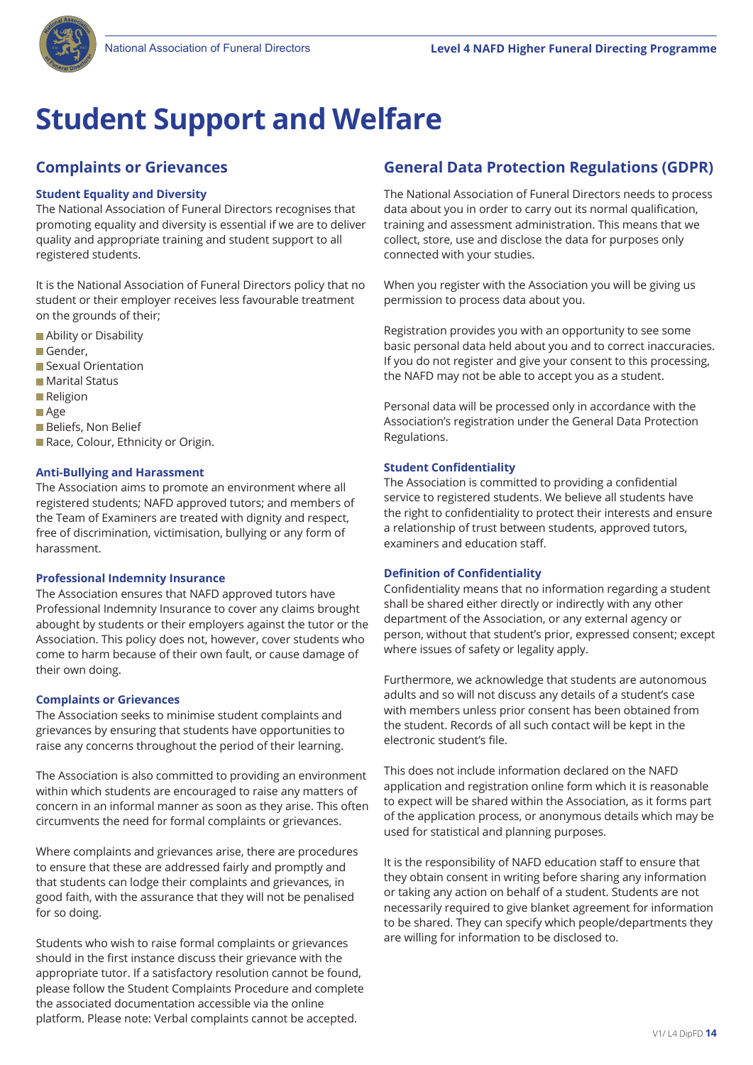# Student Support and Welfare

## Complaints or Grievances

### Student Equality and Diversity

The National Association of Funeral Directors recognises that promoting equality and diversity is essential if we are to deliver quality and appropriate training and student support to all registered students.

It is the National Association of Funeral Directors policy that no student or their employer receives less favourable treatment on the grounds of their;

- Ability or Disability
- Gender,
- Sexual Orientation
- Marital Status
- Religion
- Age
- Beliefs, Non Belief
- Race, Colour, Ethnicity or Origin.

### Anti-Bullying and Harassment

The Association aims to promote an environment where all registered students; NAFD approved tutors; and members of the Team of Examiners are treated with dignity and respect, free of discrimination, victimisation, bullying or any form of harassment.

### Professional Indemnity Insurance

The Association ensures that NAFD approved tutors have Professional Indemnity Insurance to cover any claims brought abought by students or their employers against the tutor or the Association. This policy does not, however, cover students who come to harm because of their own fault, or cause damage of their own doing.

### Complaints or Grievances

The Association seeks to minimise student complaints and grievances by ensuring that students have opportunities to raise any concerns throughout the period of their learning.

The Association is also committed to providing an environment within which students are encouraged to raise any matters of concern in an informal manner as soon as they arise. This often circumvents the need for formal complaints or grievances.

Where complaints and grievances arise, there are procedures to ensure that these are addressed fairly and promptly and that students can lodge their complaints and grievances, in good faith, with the assurance that they will not be penalised for so doing.

Students who wish to raise formal complaints or grievances should in the first instance discuss their grievance with the appropriate tutor. If a satisfactory resolution cannot be found, please follow the Student Complaints Procedure and complete the associated documentation accessible via the online platform. Please note: Verbal complaints cannot be accepted.

## General Data Protection Regulations (GDPR)

The National Association of Funeral Directors needs to process data about you in order to carry out its normal qualification, training and assessment administration. This means that we collect, store, use and disclose the data for purposes only connected with your studies.

When you register with the Association you will be giving us permission to process data about you.

Registration provides you with an opportunity to see some basic personal data held about you and to correct inaccuracies. If you do not register and give your consent to this processing, the NAFD may not be able to accept you as a student.

Personal data will be processed only in accordance with the Association's registration under the General Data Protection Regulations.

### Student Confidentiality

The Association is committed to providing a confidential service to registered students. We believe all students have the right to confidentiality to protect their interests and ensure a relationship of trust between students, approved tutors, examiners and education staff.

### Definition of Confidentiality

Confidentiality means that no information regarding a student shall be shared either directly or indirectly with any other department of the Association, or any external agency or person, without that student's prior, expressed consent; except where issues of safety or legality apply.

Furthermore, we acknowledge that students are autonomous adults and so will not discuss any details of a student's case with members unless prior consent has been obtained from the student. Records of all such contact will be kept in the electronic student's file.

This does not include information declared on the NAFD application and registration online form which it is reasonable to expect will be shared within the Association, as it forms part of the application process, or anonymous details which may be used for statistical and planning purposes.

It is the responsibility of NAFD education staff to ensure that they obtain consent in writing before sharing any information or taking any action on behalf of a student. Students are not necessarily required to give blanket agreement for information to be shared. They can specify which people/departments they are willing for information to be disclosed to.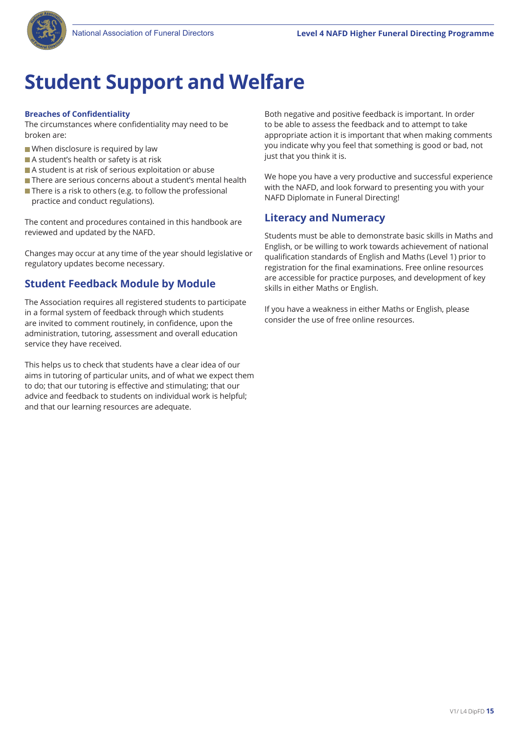# Student Support and Welfare

### Breaches of Confidentiality

The circumstances where confidentiality may need to be broken are:

- When disclosure is required by law
- A student's health or safety is at risk
- A student is at risk of serious exploitation or abuse
- There are serious concerns about a student's mental health
- There is a risk to others (e.g. to follow the professional practice and conduct regulations).

The content and procedures contained in this handbook are reviewed and updated by the NAFD.

Changes may occur at any time of the year should legislative or regulatory updates become necessary.

## Student Feedback Module by Module

The Association requires all registered students to participate in a formal system of feedback through which students are invited to comment routinely, in confidence, upon the administration, tutoring, assessment and overall education service they have received.

This helps us to check that students have a clear idea of our aims in tutoring of particular units, and of what we expect them to do; that our tutoring is effective and stimulating; that our advice and feedback to students on individual work is helpful; and that our learning resources are adequate.

Both negative and positive feedback is important. In order to be able to assess the feedback and to attempt to take appropriate action it is important that when making comments you indicate why you feel that something is good or bad, not just that you think it is.

We hope you have a very productive and successful experience with the NAFD, and look forward to presenting you with your NAFD Diplomate in Funeral Directing!

## Literacy and Numeracy

Students must be able to demonstrate basic skills in Maths and English, or be willing to work towards achievement of national qualification standards of English and Maths (Level 1) prior to registration for the final examinations. Free online resources are accessible for practice purposes, and development of key skills in either Maths or English.

If you have a weakness in either Maths or English, please consider the use of free online resources.